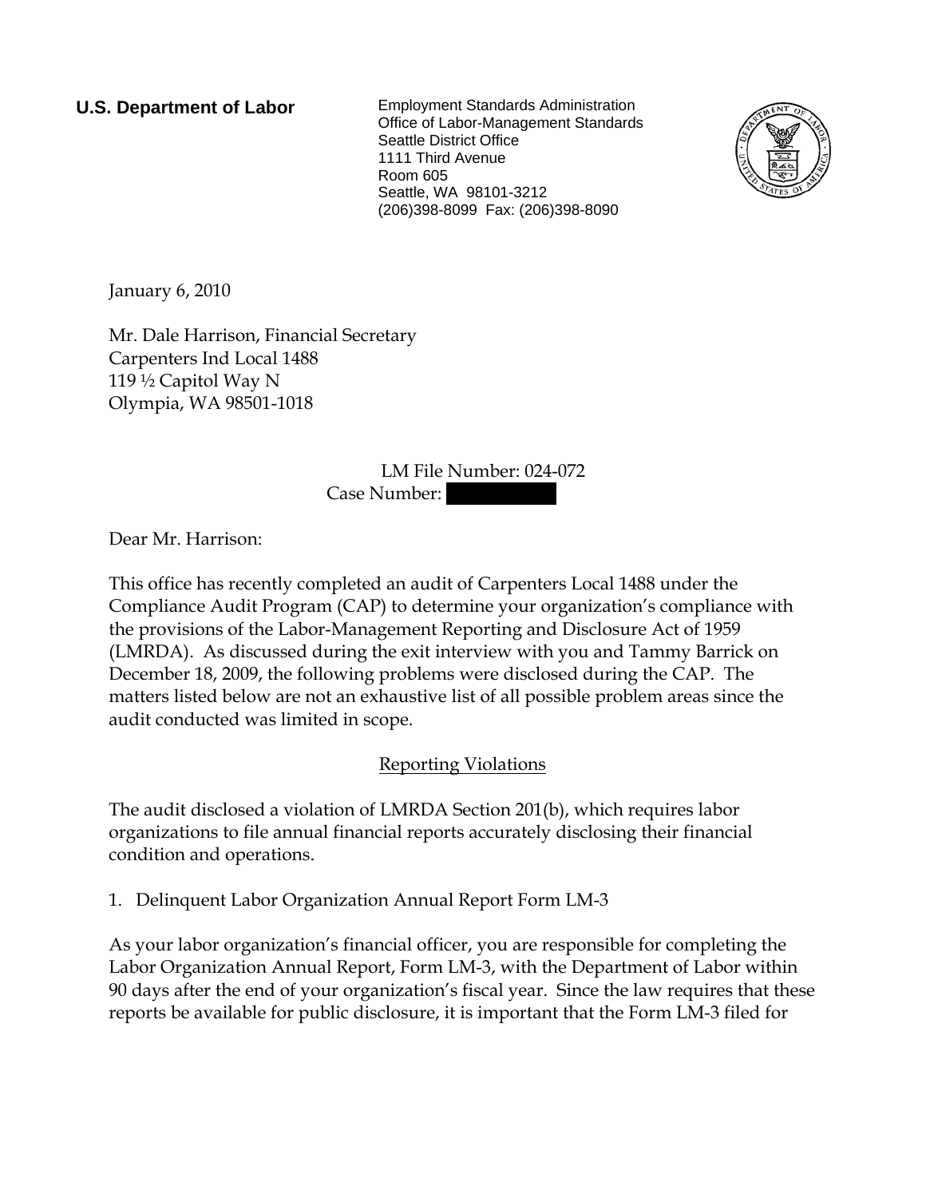**U.S. Department of Labor**

Employment Standards Administration
Office of Labor-Management Standards
Seattle District Office
1111 Third Avenue
Room 605
Seattle, WA 98101-3212
(206)398-8099 Fax: (206)398-8090

January 6, 2010

Mr. Dale Harrison, Financial Secretary
Carpenters Ind Local 1488
119 ½ Capitol Way N
Olympia, WA 98501-1018

LM File Number: 024-072
Case Number: 

Dear Mr. Harrison:

This office has recently completed an audit of Carpenters Local 1488 under the Compliance Audit Program (CAP) to determine your organization's compliance with the provisions of the Labor-Management Reporting and Disclosure Act of 1959 (LMRDA). As discussed during the exit interview with you and Tammy Barrick on December 18, 2009, the following problems were disclosed during the CAP. The matters listed below are not an exhaustive list of all possible problem areas since the audit conducted was limited in scope.

## Reporting Violations

The audit disclosed a violation of LMRDA Section 201(b), which requires labor organizations to file annual financial reports accurately disclosing their financial condition and operations.

1. Delinquent Labor Organization Annual Report Form LM-3

As your labor organization's financial officer, you are responsible for completing the Labor Organization Annual Report, Form LM-3, with the Department of Labor within 90 days after the end of your organization's fiscal year. Since the law requires that these reports be available for public disclosure, it is important that the Form LM-3 filed for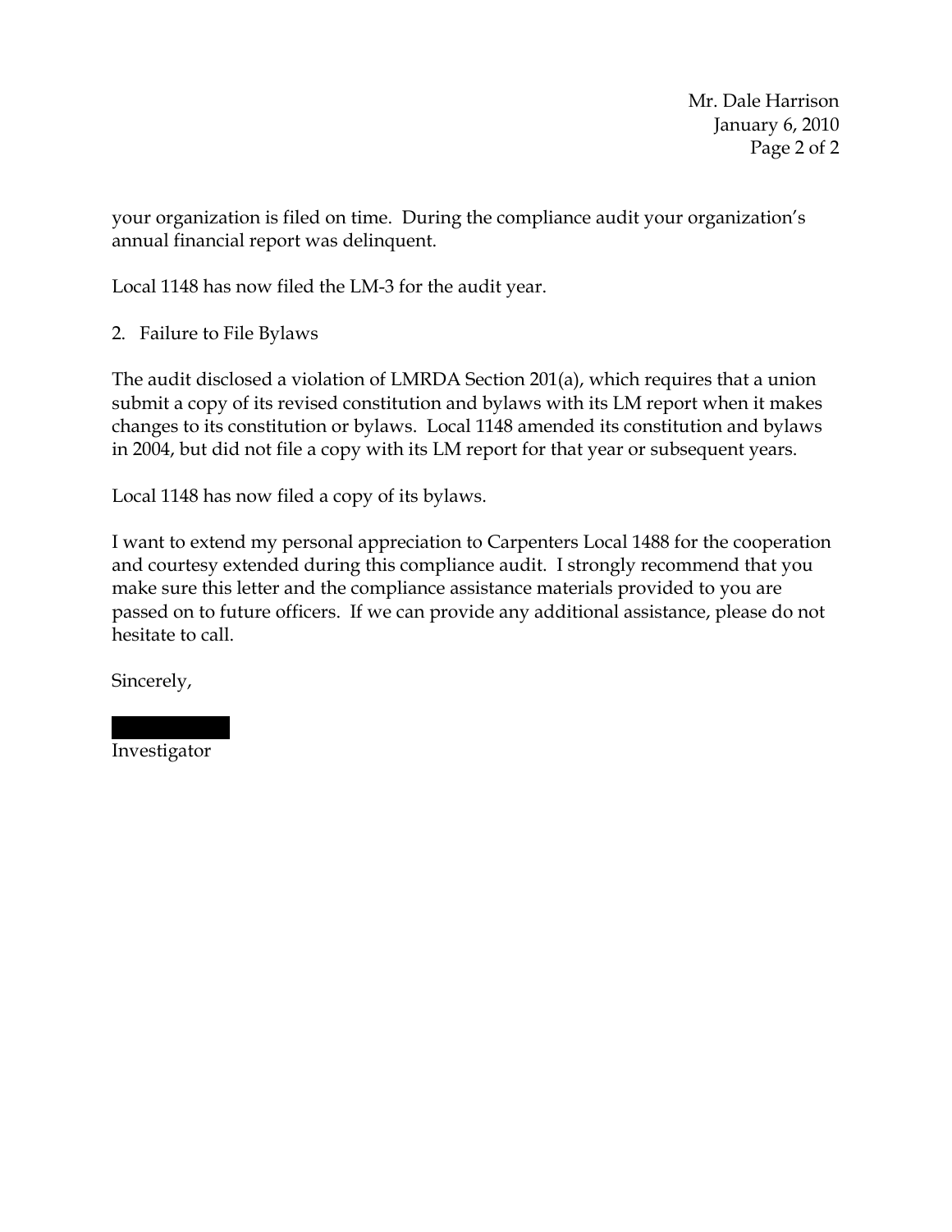your organization is filed on time. During the compliance audit your organization's annual financial report was delinquent.

Local 1148 has now filed the LM-3 for the audit year.

2. Failure to File Bylaws

The audit disclosed a violation of LMRDA Section 201(a), which requires that a union submit a copy of its revised constitution and bylaws with its LM report when it makes changes to its constitution or bylaws. Local 1148 amended its constitution and bylaws in 2004, but did not file a copy with its LM report for that year or subsequent years.

Local 1148 has now filed a copy of its bylaws.

I want to extend my personal appreciation to Carpenters Local 1488 for the cooperation and courtesy extended during this compliance audit. I strongly recommend that you make sure this letter and the compliance assistance materials provided to you are passed on to future officers. If we can provide any additional assistance, please do not hesitate to call.

Sincerely,

Investigator